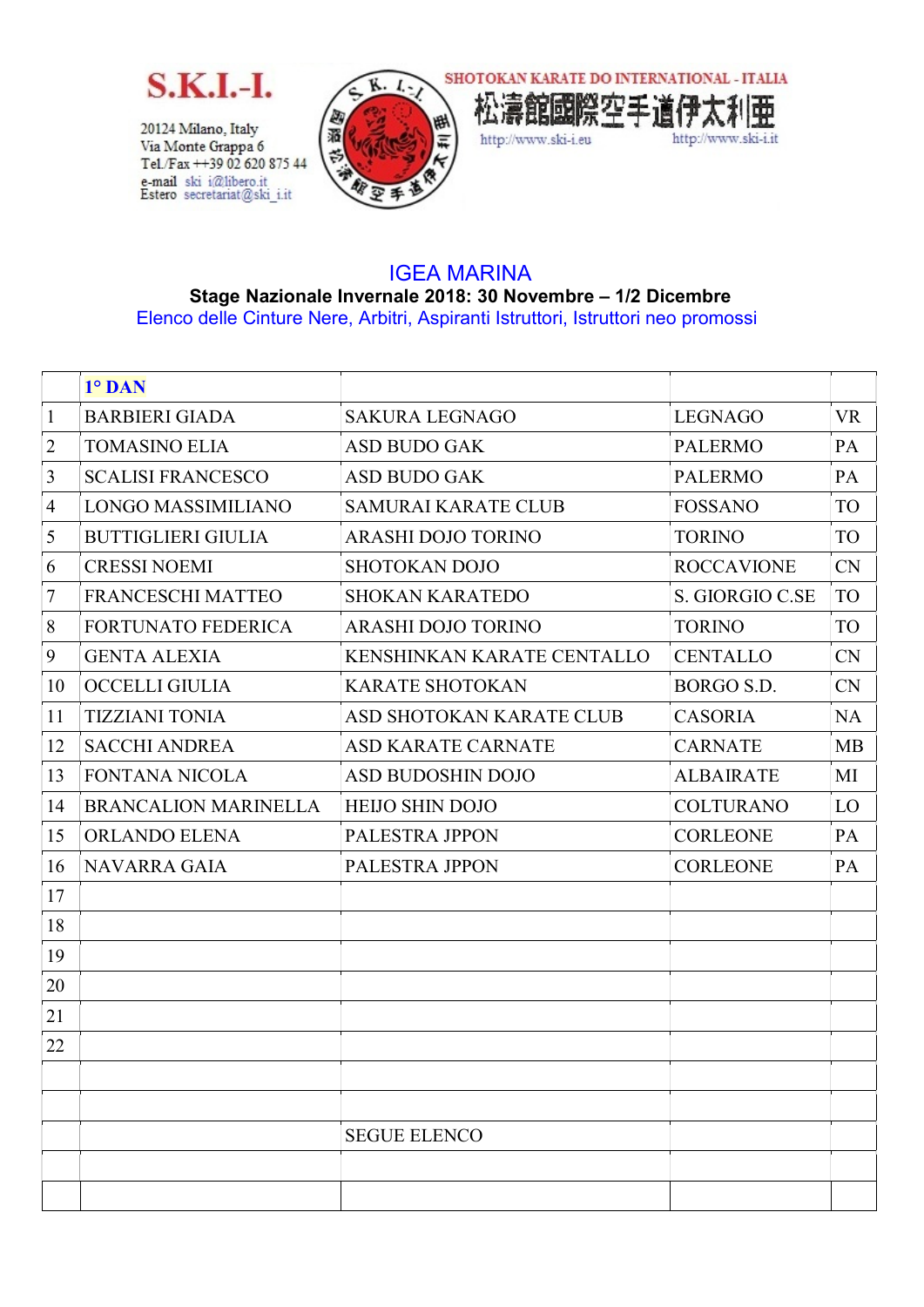**S.K.I.-I.**

20124 Milano, Italy
Via Monte Grappa 6
Tel./Fax ++39 02 620 875 44
e-mail ski_i@libero.it
Estero secretariat@ski_i.it

SHOTOKAN KARATE DO INTERNATIONAL - ITALIA
松濤館國際空手道伊太利亜
http://www.ski-i.eu http://www.ski-i.it

## IGEA MARINA

**Stage Nazionale Invernale 2018: 30 Novembre – 1/2 Dicembre**

Elenco delle Cinture Nere, Arbitri, Aspiranti Istruttori, Istruttori neo promossi

| | 1° DAN | | | |
|---|---|---|---|---|
| 1 | BARBIERI GIADA | SAKURA LEGNAGO | LEGNAGO | VR |
| 2 | TOMASINO ELIA | ASD BUDO GAK | PALERMO | PA |
| 3 | SCALISI FRANCESCO | ASD BUDO GAK | PALERMO | PA |
| 4 | LONGO MASSIMILIANO | SAMURAI KARATE CLUB | FOSSANO | TO |
| 5 | BUTTIGLIERI GIULIA | ARASHI DOJO TORINO | TORINO | TO |
| 6 | CRESSI NOEMI | SHOTOKAN DOJO | ROCCAVIONE | CN |
| 7 | FRANCESCHI MATTEO | SHOKAN KARATEDO | S. GIORGIO C.SE | TO |
| 8 | FORTUNATO FEDERICA | ARASHI DOJO TORINO | TORINO | TO |
| 9 | GENTA ALEXIA | KENSHINKAN KARATE CENTALLO | CENTALLO | CN |
| 10 | OCCELLI GIULIA | KARATE SHOTOKAN | BORGO S.D. | CN |
| 11 | TIZZIANI TONIA | ASD SHOTOKAN KARATE CLUB | CASORIA | NA |
| 12 | SACCHI ANDREA | ASD KARATE CARNATE | CARNATE | MB |
| 13 | FONTANA NICOLA | ASD BUDOSHIN DOJO | ALBAIRATE | MI |
| 14 | BRANCALION MARINELLA | HEIJO SHIN DOJO | COLTURANO | LO |
| 15 | ORLANDO ELENA | PALESTRA JPPON | CORLEONE | PA |
| 16 | NAVARRA GAIA | PALESTRA JPPON | CORLEONE | PA |
| 17 | | | | |
| 18 | | | | |
| 19 | | | | |
| 20 | | | | |
| 21 | | | | |
| 22 | | | | |
| | | | | |
| | | | | |
| | | SEGUE ELENCO | | |
| | | | | |
| | | | | |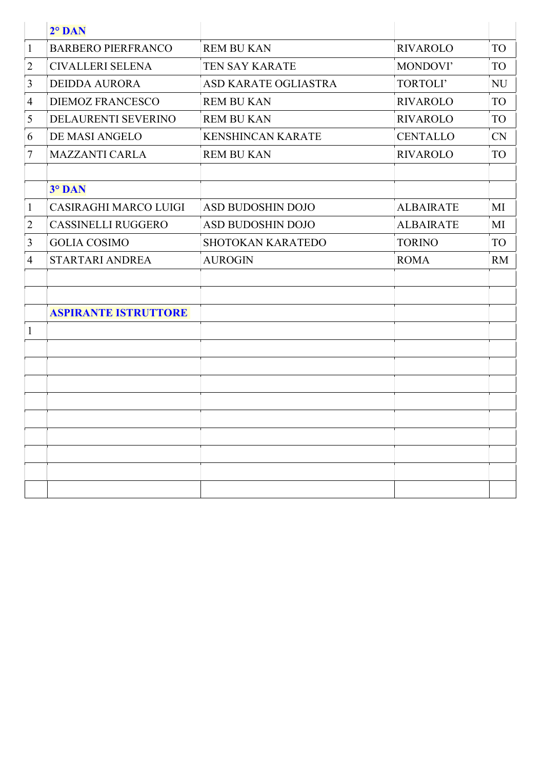| | | | | |
|---|---|---|---|---|
| | **2° DAN** | | | |
| 1 | BARBERO PIERFRANCO | REM BU KAN | RIVAROLO | TO |
| 2 | CIVALLERI SELENA | TEN SAY KARATE | MONDOVI’ | TO |
| 3 | DEIDDA AURORA | ASD KARATE OGLIASTRA | TORTOLI’ | NU |
| 4 | DIEMOZ FRANCESCO | REM BU KAN | RIVAROLO | TO |
| 5 | DELAURENTI SEVERINO | REM BU KAN | RIVAROLO | TO |
| 6 | DE MASI ANGELO | KENSHINCAN KARATE | CENTALLO | CN |
| 7 | MAZZANTI CARLA | REM BU KAN | RIVAROLO | TO |
| | | | | |
| | **3° DAN** | | | |
| 1 | CASIRAGHI MARCO LUIGI | ASD BUDOSHIN DOJO | ALBAIRATE | MI |
| 2 | CASSINELLI RUGGERO | ASD BUDOSHIN DOJO | ALBAIRATE | MI |
| 3 | GOLIA COSIMO | SHOTOKAN KARATEDO | TORINO | TO |
| 4 | STARTARI ANDREA | AUROGIN | ROMA | RM |
| | | | | |
| | | | | |
| | **ASPIRANTE ISTRUTTORE** | | | |
| 1 | | | | |
| | | | | |
| | | | | |
| | | | | |
| | | | | |
| | | | | |
| | | | | |
| | | | | |
| | | | | |
| | | | | |